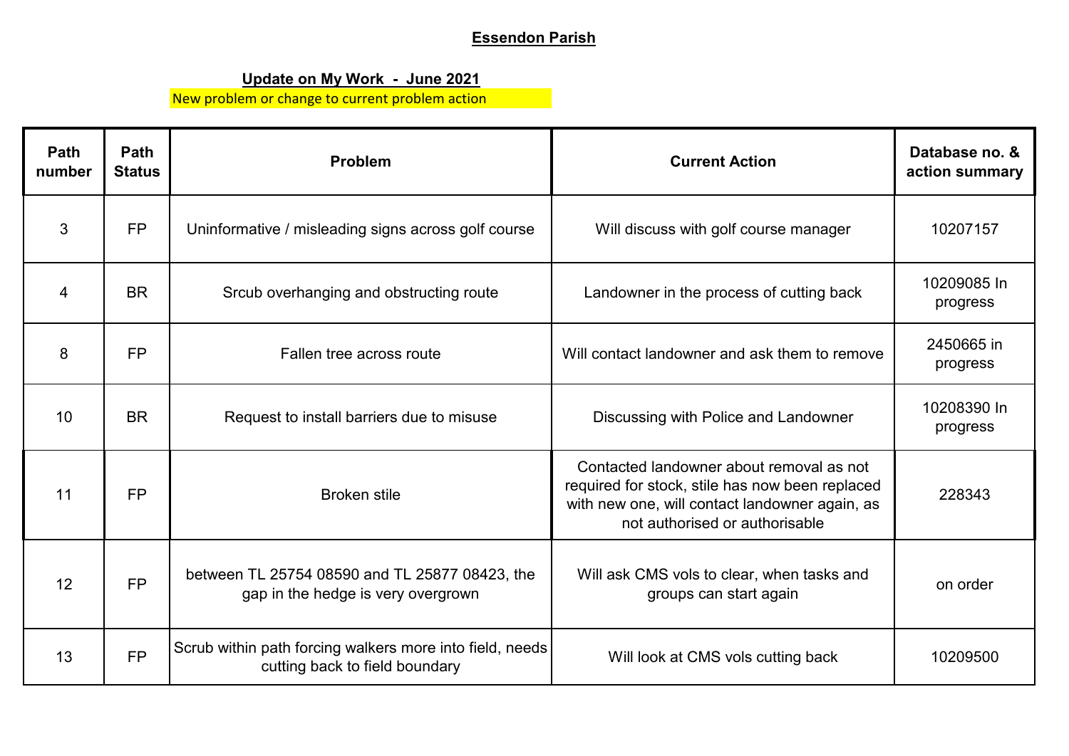**Essendon Parish**

**Update on My Work - June 2021**

New problem or change to current problem action

| Path number | Path Status | Problem | Current Action | Database no. & action summary |
|---|---|---|---|---|
| 3 | FP | Uninformative / misleading signs across golf course | Will discuss with golf course manager | 10207157 |
| 4 | BR | Srcub overhanging and obstructing route | Landowner in the process of cutting back | 10209085 In progress |
| 8 | FP | Fallen tree across route | Will contact landowner and ask them to remove | 2450665 in progress |
| 10 | BR | Request to install barriers due to misuse | Discussing with Police and Landowner | 10208390 In progress |
| 11 | FP | Broken stile | Contacted landowner about removal as not required for stock, stile has now been replaced with new one, will contact landowner again, as not authorised or authorisable | 228343 |
| 12 | FP | between TL 25754 08590 and TL 25877 08423, the gap in the hedge is very overgrown | Will ask CMS vols to clear, when tasks and groups can start again | on order |
| 13 | FP | Scrub within path forcing walkers more into field, needs cutting back to field boundary | Will look at CMS vols cutting back | 10209500 |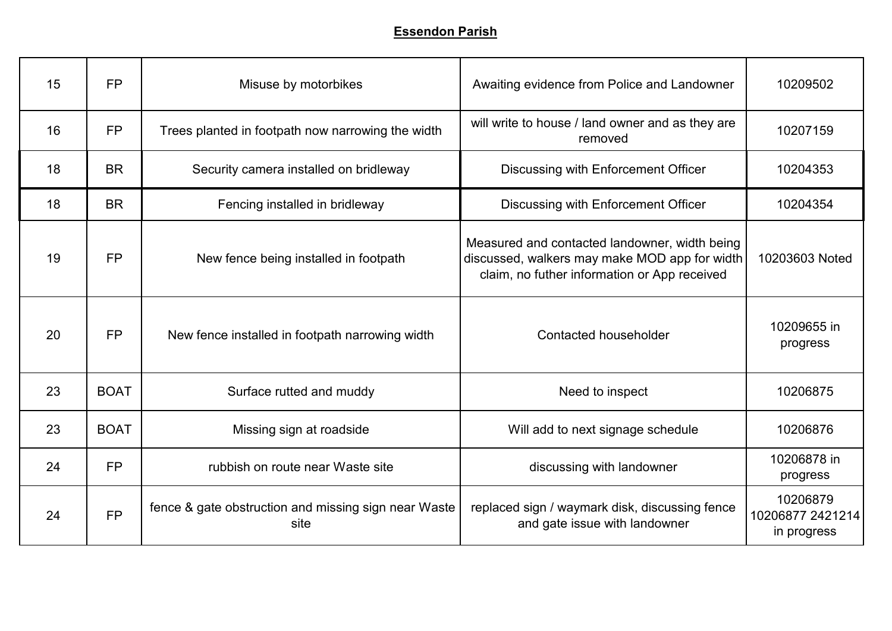**Essendon Parish**

| | | | | |
|---|---|---|---|---|
| 15 | FP | Misuse by motorbikes | Awaiting evidence from Police and Landowner | 10209502 |
| 16 | FP | Trees planted in footpath now narrowing the width | will write to house / land owner and as they are removed | 10207159 |
| 18 | BR | Security camera installed on bridleway | Discussing with Enforcement Officer | 10204353 |
| 18 | BR | Fencing installed in bridleway | Discussing with Enforcement Officer | 10204354 |
| 19 | FP | New fence being installed in footpath | Measured and contacted landowner, width being discussed, walkers may make MOD app for width claim, no futher information or App received | 10203603 Noted |
| 20 | FP | New fence installed in footpath narrowing width | Contacted householder | 10209655 in progress |
| 23 | BOAT | Surface rutted and muddy | Need to inspect | 10206875 |
| 23 | BOAT | Missing sign at roadside | Will add to next signage schedule | 10206876 |
| 24 | FP | rubbish on route near Waste site | discussing with landowner | 10206878 in progress |
| 24 | FP | fence & gate obstruction and missing sign near Waste site | replaced sign / waymark disk, discussing fence and gate issue with landowner | 10206879 10206877 2421214 in progress |